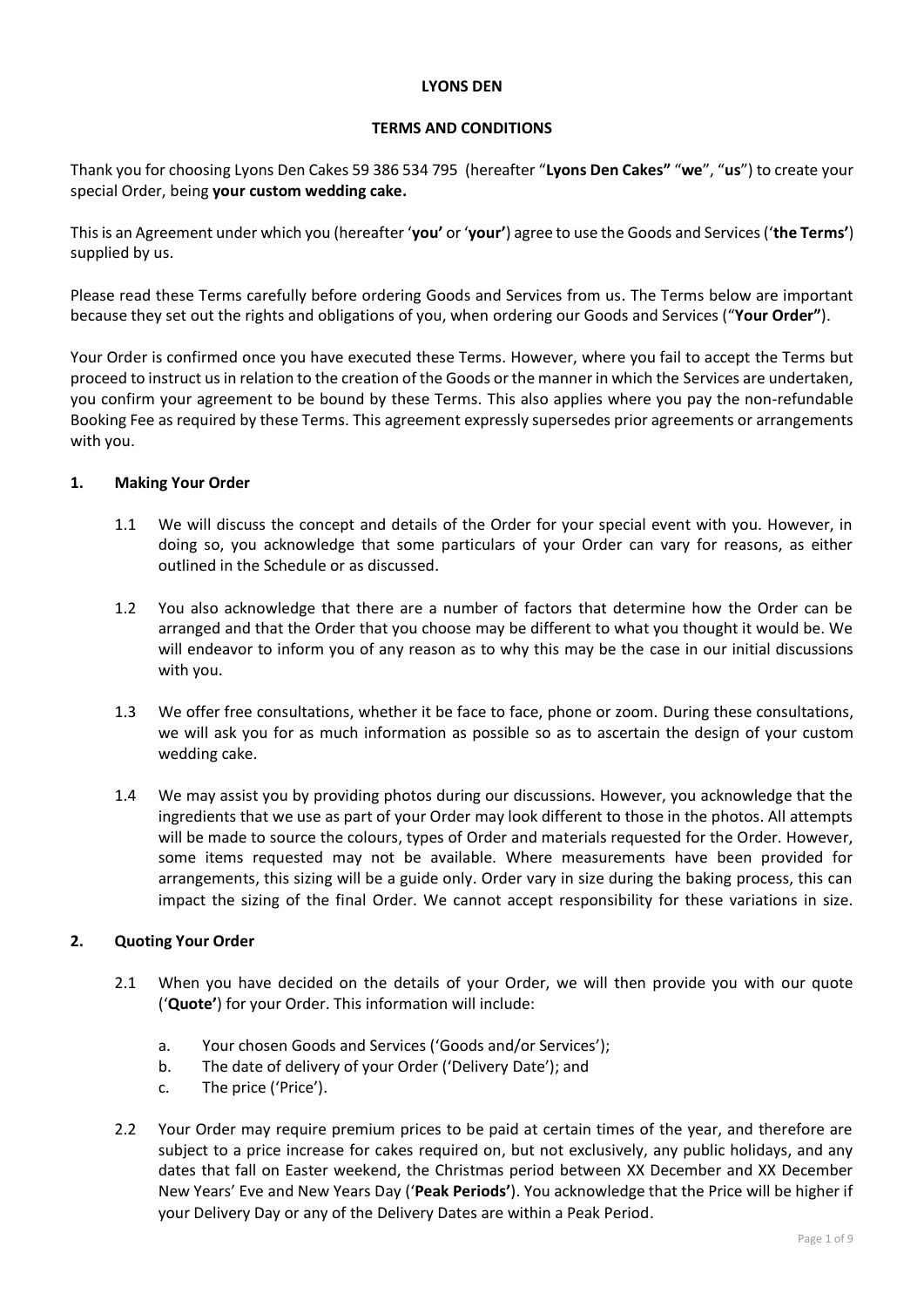**LYONS DEN**

**TERMS AND CONDITIONS**

Thank you for choosing Lyons Den Cakes 59 386 534 795 (hereafter "**Lyons Den Cakes"** "**we**", "**us**") to create your special Order, being **your custom wedding cake.**

This is an Agreement under which you (hereafter '**you'** or '**your'**) agree to use the Goods and Services ('**the Terms'**) supplied by us.

Please read these Terms carefully before ordering Goods and Services from us. The Terms below are important because they set out the rights and obligations of you, when ordering our Goods and Services ("**Your Order"**).

Your Order is confirmed once you have executed these Terms. However, where you fail to accept the Terms but proceed to instruct us in relation to the creation of the Goods or the manner in which the Services are undertaken, you confirm your agreement to be bound by these Terms. This also applies where you pay the non-refundable Booking Fee as required by these Terms. This agreement expressly supersedes prior agreements or arrangements with you.

**1. Making Your Order**

1.1 We will discuss the concept and details of the Order for your special event with you. However, in doing so, you acknowledge that some particulars of your Order can vary for reasons, as either outlined in the Schedule or as discussed.

1.2 You also acknowledge that there are a number of factors that determine how the Order can be arranged and that the Order that you choose may be different to what you thought it would be. We will endeavor to inform you of any reason as to why this may be the case in our initial discussions with you.

1.3 We offer free consultations, whether it be face to face, phone or zoom. During these consultations, we will ask you for as much information as possible so as to ascertain the design of your custom wedding cake.

1.4 We may assist you by providing photos during our discussions. However, you acknowledge that the ingredients that we use as part of your Order may look different to those in the photos. All attempts will be made to source the colours, types of Order and materials requested for the Order. However, some items requested may not be available. Where measurements have been provided for arrangements, this sizing will be a guide only. Order vary in size during the baking process, this can impact the sizing of the final Order. We cannot accept responsibility for these variations in size.

**2. Quoting Your Order**

2.1 When you have decided on the details of your Order, we will then provide you with our quote ('**Quote'**) for your Order. This information will include:

a. Your chosen Goods and Services ('Goods and/or Services');
b. The date of delivery of your Order ('Delivery Date'); and
c. The price ('Price').

2.2 Your Order may require premium prices to be paid at certain times of the year, and therefore are subject to a price increase for cakes required on, but not exclusively, any public holidays, and any dates that fall on Easter weekend, the Christmas period between XX December and XX December New Years' Eve and New Years Day ('**Peak Periods'**). You acknowledge that the Price will be higher if your Delivery Day or any of the Delivery Dates are within a Peak Period.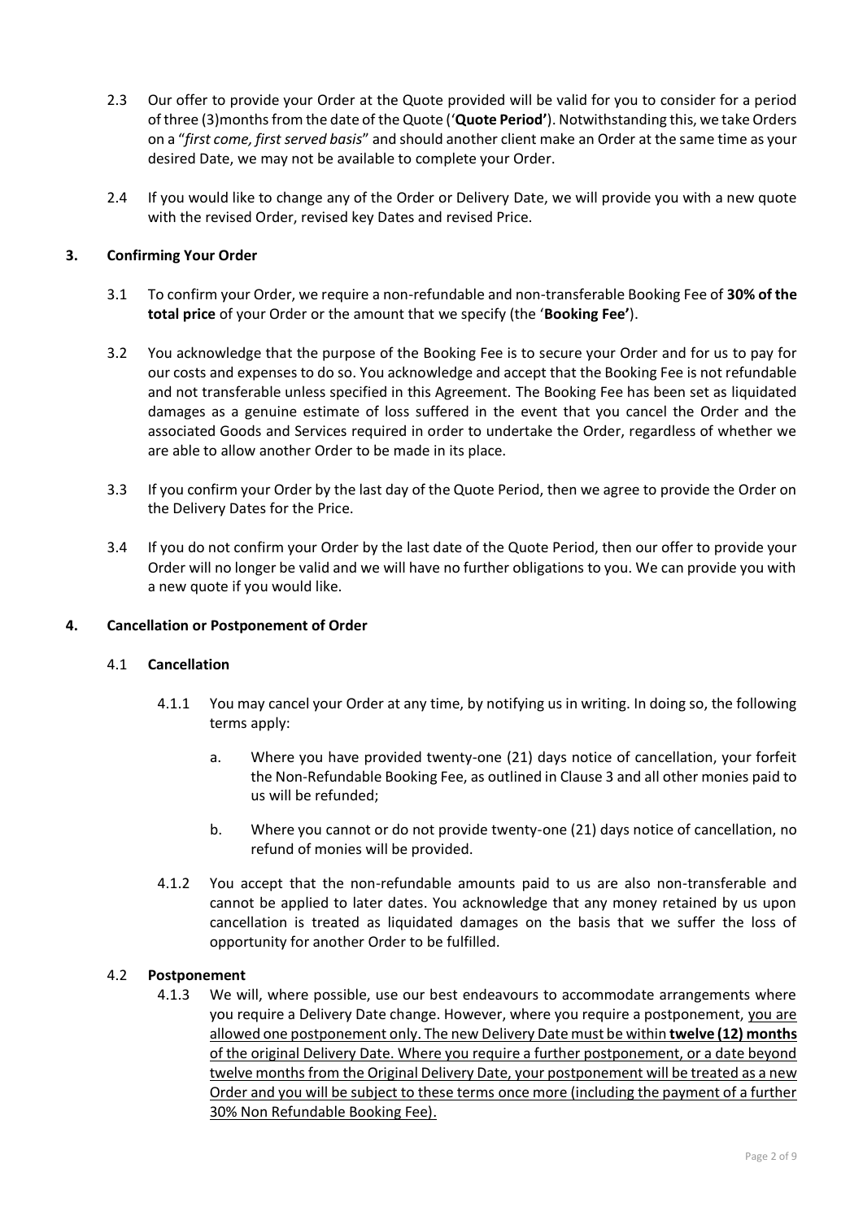2.3 Our offer to provide your Order at the Quote provided will be valid for you to consider for a period of three (3)months from the date of the Quote ('**Quote Period'**). Notwithstanding this, we take Orders on a "*first come, first served basis*" and should another client make an Order at the same time as your desired Date, we may not be available to complete your Order.

2.4 If you would like to change any of the Order or Delivery Date, we will provide you with a new quote with the revised Order, revised key Dates and revised Price.

## 3. Confirming Your Order

3.1 To confirm your Order, we require a non-refundable and non-transferable Booking Fee of **30% of the total price** of your Order or the amount that we specify (the '**Booking Fee'**).

3.2 You acknowledge that the purpose of the Booking Fee is to secure your Order and for us to pay for our costs and expenses to do so. You acknowledge and accept that the Booking Fee is not refundable and not transferable unless specified in this Agreement. The Booking Fee has been set as liquidated damages as a genuine estimate of loss suffered in the event that you cancel the Order and the associated Goods and Services required in order to undertake the Order, regardless of whether we are able to allow another Order to be made in its place.

3.3 If you confirm your Order by the last day of the Quote Period, then we agree to provide the Order on the Delivery Dates for the Price.

3.4 If you do not confirm your Order by the last date of the Quote Period, then our offer to provide your Order will no longer be valid and we will have no further obligations to you. We can provide you with a new quote if you would like.

## 4. Cancellation or Postponement of Order

### 4.1 Cancellation

4.1.1 You may cancel your Order at any time, by notifying us in writing. In doing so, the following terms apply:

a. Where you have provided twenty-one (21) days notice of cancellation, your forfeit the Non-Refundable Booking Fee, as outlined in Clause 3 and all other monies paid to us will be refunded;

b. Where you cannot or do not provide twenty-one (21) days notice of cancellation, no refund of monies will be provided.

4.1.2 You accept that the non-refundable amounts paid to us are also non-transferable and cannot be applied to later dates. You acknowledge that any money retained by us upon cancellation is treated as liquidated damages on the basis that we suffer the loss of opportunity for another Order to be fulfilled.

### 4.2 Postponement

4.1.3 We will, where possible, use our best endeavours to accommodate arrangements where you require a Delivery Date change. However, where you require a postponement, you are allowed one postponement only. The new Delivery Date must be within **twelve (12) months** of the original Delivery Date. Where you require a further postponement, or a date beyond twelve months from the Original Delivery Date, your postponement will be treated as a new Order and you will be subject to these terms once more (including the payment of a further 30% Non Refundable Booking Fee).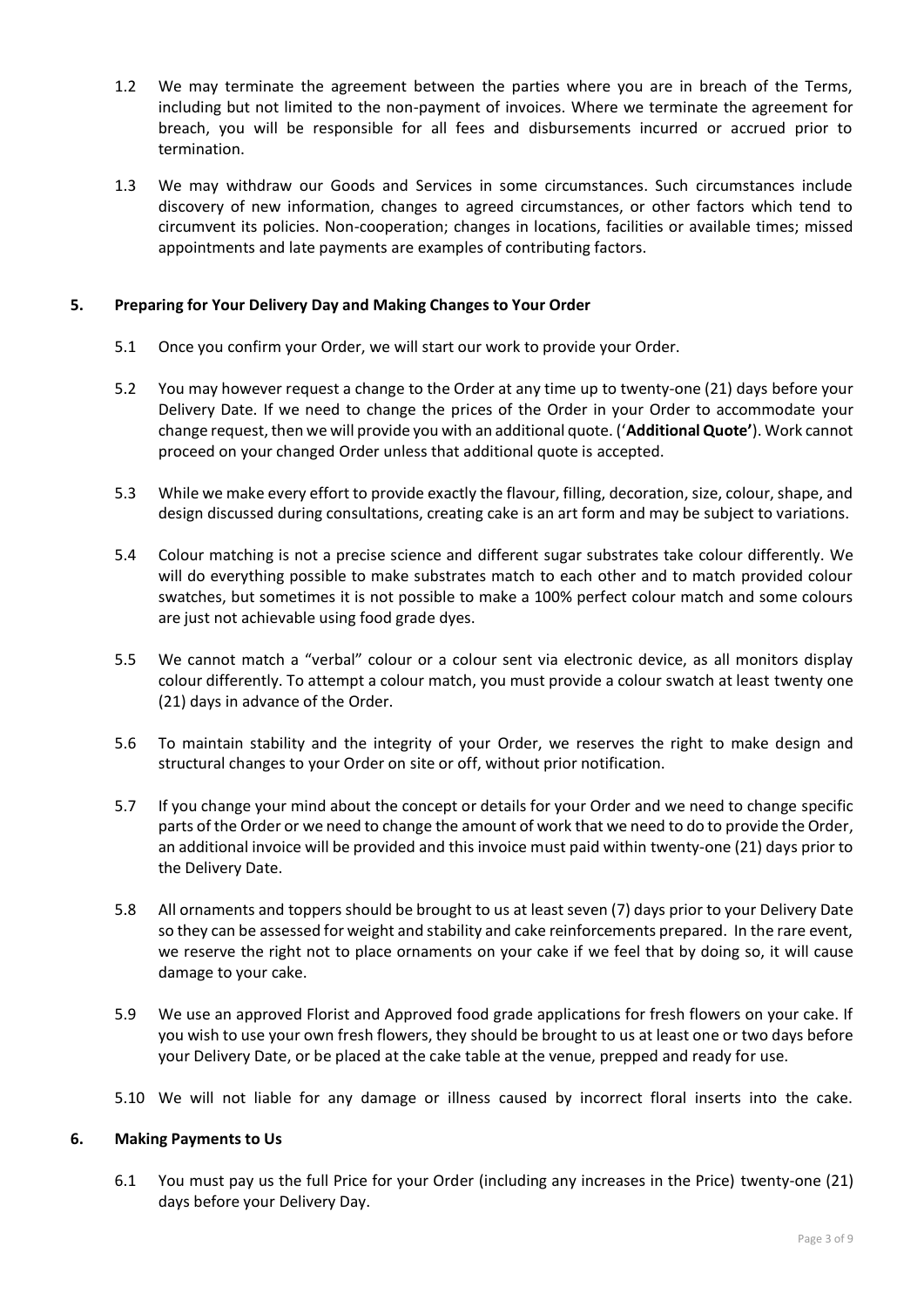1.2 We may terminate the agreement between the parties where you are in breach of the Terms, including but not limited to the non-payment of invoices. Where we terminate the agreement for breach, you will be responsible for all fees and disbursements incurred or accrued prior to termination.

1.3 We may withdraw our Goods and Services in some circumstances. Such circumstances include discovery of new information, changes to agreed circumstances, or other factors which tend to circumvent its policies. Non-cooperation; changes in locations, facilities or available times; missed appointments and late payments are examples of contributing factors.

## 5. Preparing for Your Delivery Day and Making Changes to Your Order

5.1 Once you confirm your Order, we will start our work to provide your Order.

5.2 You may however request a change to the Order at any time up to twenty-one (21) days before your Delivery Date. If we need to change the prices of the Order in your Order to accommodate your change request, then we will provide you with an additional quote. ('**Additional Quote'**). Work cannot proceed on your changed Order unless that additional quote is accepted.

5.3 While we make every effort to provide exactly the flavour, filling, decoration, size, colour, shape, and design discussed during consultations, creating cake is an art form and may be subject to variations.

5.4 Colour matching is not a precise science and different sugar substrates take colour differently. We will do everything possible to make substrates match to each other and to match provided colour swatches, but sometimes it is not possible to make a 100% perfect colour match and some colours are just not achievable using food grade dyes.

5.5 We cannot match a "verbal" colour or a colour sent via electronic device, as all monitors display colour differently. To attempt a colour match, you must provide a colour swatch at least twenty one (21) days in advance of the Order.

5.6 To maintain stability and the integrity of your Order, we reserves the right to make design and structural changes to your Order on site or off, without prior notification.

5.7 If you change your mind about the concept or details for your Order and we need to change specific parts of the Order or we need to change the amount of work that we need to do to provide the Order, an additional invoice will be provided and this invoice must paid within twenty-one (21) days prior to the Delivery Date.

5.8 All ornaments and toppers should be brought to us at least seven (7) days prior to your Delivery Date so they can be assessed for weight and stability and cake reinforcements prepared. In the rare event, we reserve the right not to place ornaments on your cake if we feel that by doing so, it will cause damage to your cake.

5.9 We use an approved Florist and Approved food grade applications for fresh flowers on your cake. If you wish to use your own fresh flowers, they should be brought to us at least one or two days before your Delivery Date, or be placed at the cake table at the venue, prepped and ready for use.

5.10 We will not liable for any damage or illness caused by incorrect floral inserts into the cake.

## 6. Making Payments to Us

6.1 You must pay us the full Price for your Order (including any increases in the Price) twenty-one (21) days before your Delivery Day.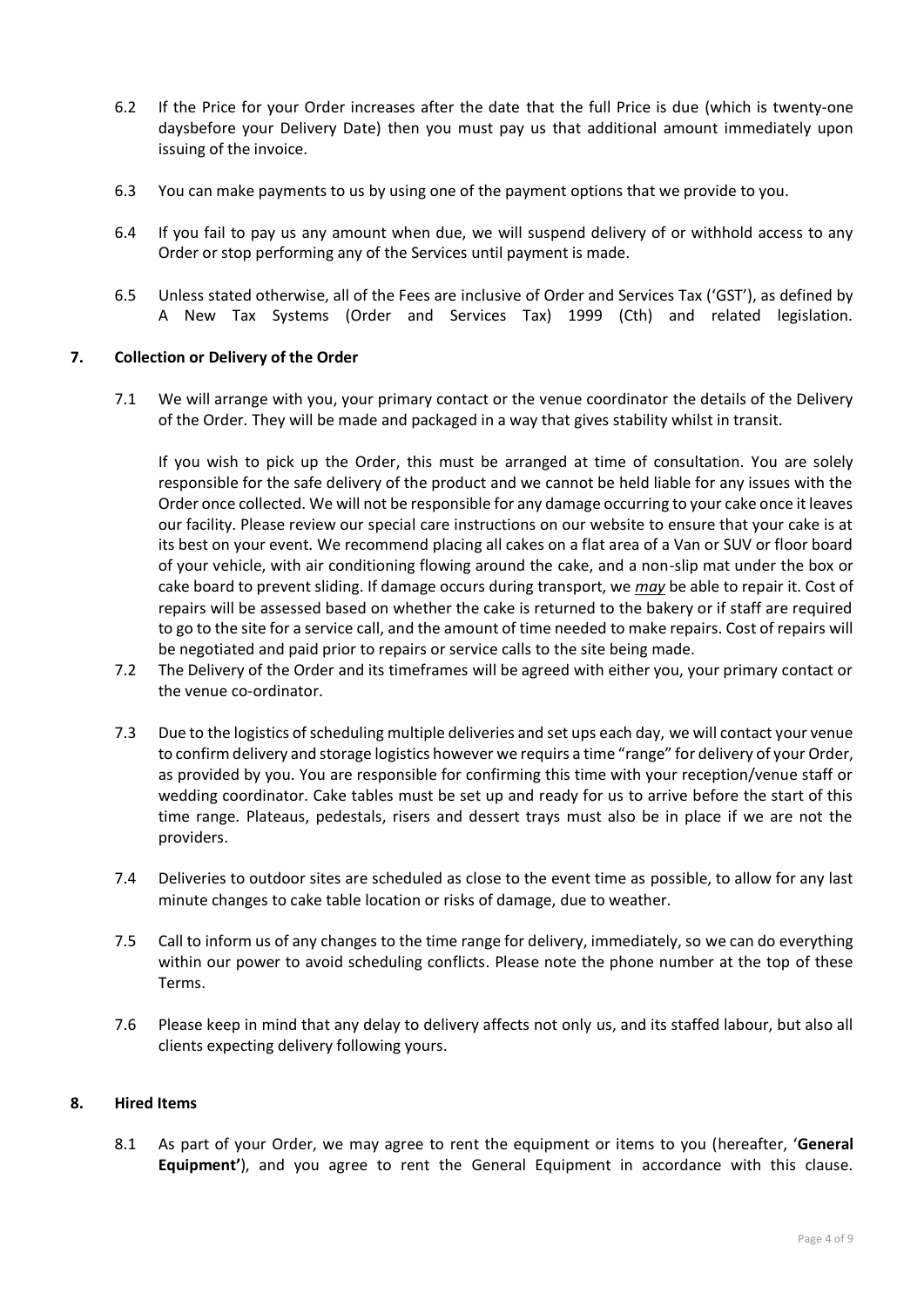6.2 If the Price for your Order increases after the date that the full Price is due (which is twenty-one daysbefore your Delivery Date) then you must pay us that additional amount immediately upon issuing of the invoice.

6.3 You can make payments to us by using one of the payment options that we provide to you.

6.4 If you fail to pay us any amount when due, we will suspend delivery of or withhold access to any Order or stop performing any of the Services until payment is made.

6.5 Unless stated otherwise, all of the Fees are inclusive of Order and Services Tax ('GST'), as defined by A New Tax Systems (Order and Services Tax) 1999 (Cth) and related legislation.

## 7. Collection or Delivery of the Order

7.1 We will arrange with you, your primary contact or the venue coordinator the details of the Delivery of the Order. They will be made and packaged in a way that gives stability whilst in transit.

If you wish to pick up the Order, this must be arranged at time of consultation. You are solely responsible for the safe delivery of the product and we cannot be held liable for any issues with the Order once collected. We will not be responsible for any damage occurring to your cake once it leaves our facility. Please review our special care instructions on our website to ensure that your cake is at its best on your event. We recommend placing all cakes on a flat area of a Van or SUV or floor board of your vehicle, with air conditioning flowing around the cake, and a non-slip mat under the box or cake board to prevent sliding. If damage occurs during transport, we ***may*** be able to repair it. Cost of repairs will be assessed based on whether the cake is returned to the bakery or if staff are required to go to the site for a service call, and the amount of time needed to make repairs. Cost of repairs will be negotiated and paid prior to repairs or service calls to the site being made.

7.2 The Delivery of the Order and its timeframes will be agreed with either you, your primary contact or the venue co-ordinator.

7.3 Due to the logistics of scheduling multiple deliveries and set ups each day, we will contact your venue to confirm delivery and storage logistics however we requirs a time "range" for delivery of your Order, as provided by you. You are responsible for confirming this time with your reception/venue staff or wedding coordinator. Cake tables must be set up and ready for us to arrive before the start of this time range. Plateaus, pedestals, risers and dessert trays must also be in place if we are not the providers.

7.4 Deliveries to outdoor sites are scheduled as close to the event time as possible, to allow for any last minute changes to cake table location or risks of damage, due to weather.

7.5 Call to inform us of any changes to the time range for delivery, immediately, so we can do everything within our power to avoid scheduling conflicts. Please note the phone number at the top of these Terms.

7.6 Please keep in mind that any delay to delivery affects not only us, and its staffed labour, but also all clients expecting delivery following yours.

## 8. Hired Items

8.1 As part of your Order, we may agree to rent the equipment or items to you (hereafter, '**General Equipment'**), and you agree to rent the General Equipment in accordance with this clause.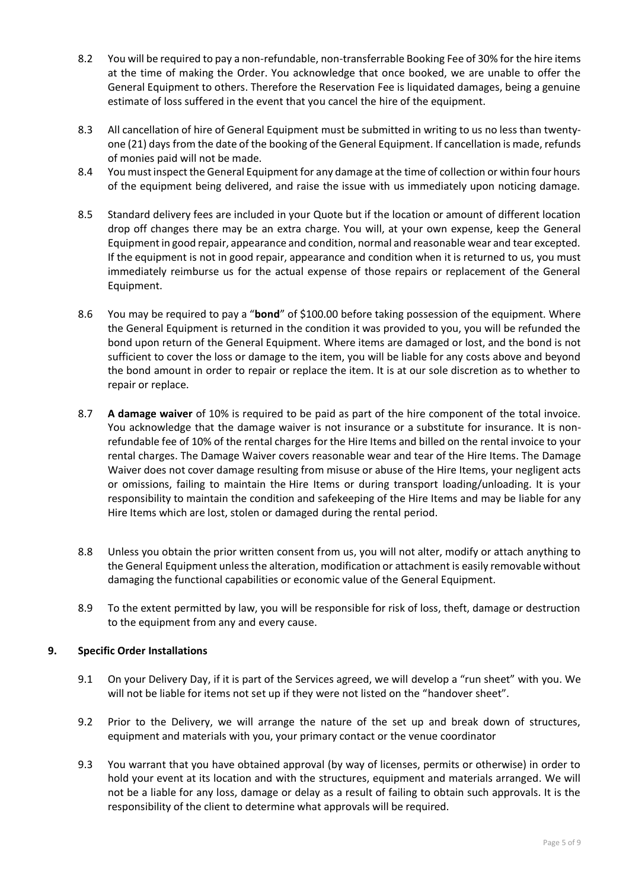8.2 You will be required to pay a non-refundable, non-transferrable Booking Fee of 30% for the hire items at the time of making the Order. You acknowledge that once booked, we are unable to offer the General Equipment to others. Therefore the Reservation Fee is liquidated damages, being a genuine estimate of loss suffered in the event that you cancel the hire of the equipment.

8.3 All cancellation of hire of General Equipment must be submitted in writing to us no less than twenty-one (21) days from the date of the booking of the General Equipment. If cancellation is made, refunds of monies paid will not be made.

8.4 You must inspect the General Equipment for any damage at the time of collection or within four hours of the equipment being delivered, and raise the issue with us immediately upon noticing damage.

8.5 Standard delivery fees are included in your Quote but if the location or amount of different location drop off changes there may be an extra charge. You will, at your own expense, keep the General Equipment in good repair, appearance and condition, normal and reasonable wear and tear excepted. If the equipment is not in good repair, appearance and condition when it is returned to us, you must immediately reimburse us for the actual expense of those repairs or replacement of the General Equipment.

8.6 You may be required to pay a "**bond**" of $100.00 before taking possession of the equipment. Where the General Equipment is returned in the condition it was provided to you, you will be refunded the bond upon return of the General Equipment. Where items are damaged or lost, and the bond is not sufficient to cover the loss or damage to the item, you will be liable for any costs above and beyond the bond amount in order to repair or replace the item. It is at our sole discretion as to whether to repair or replace.

8.7 **A damage waiver** of 10% is required to be paid as part of the hire component of the total invoice. You acknowledge that the damage waiver is not insurance or a substitute for insurance. It is non-refundable fee of 10% of the rental charges for the Hire Items and billed on the rental invoice to your rental charges. The Damage Waiver covers reasonable wear and tear of the Hire Items. The Damage Waiver does not cover damage resulting from misuse or abuse of the Hire Items, your negligent acts or omissions, failing to maintain the Hire Items or during transport loading/unloading. It is your responsibility to maintain the condition and safekeeping of the Hire Items and may be liable for any Hire Items which are lost, stolen or damaged during the rental period.

8.8 Unless you obtain the prior written consent from us, you will not alter, modify or attach anything to the General Equipment unless the alteration, modification or attachment is easily removable without damaging the functional capabilities or economic value of the General Equipment.

8.9 To the extent permitted by law, you will be responsible for risk of loss, theft, damage or destruction to the equipment from any and every cause.

## 9. Specific Order Installations

9.1 On your Delivery Day, if it is part of the Services agreed, we will develop a "run sheet" with you. We will not be liable for items not set up if they were not listed on the "handover sheet".

9.2 Prior to the Delivery, we will arrange the nature of the set up and break down of structures, equipment and materials with you, your primary contact or the venue coordinator

9.3 You warrant that you have obtained approval (by way of licenses, permits or otherwise) in order to hold your event at its location and with the structures, equipment and materials arranged. We will not be a liable for any loss, damage or delay as a result of failing to obtain such approvals. It is the responsibility of the client to determine what approvals will be required.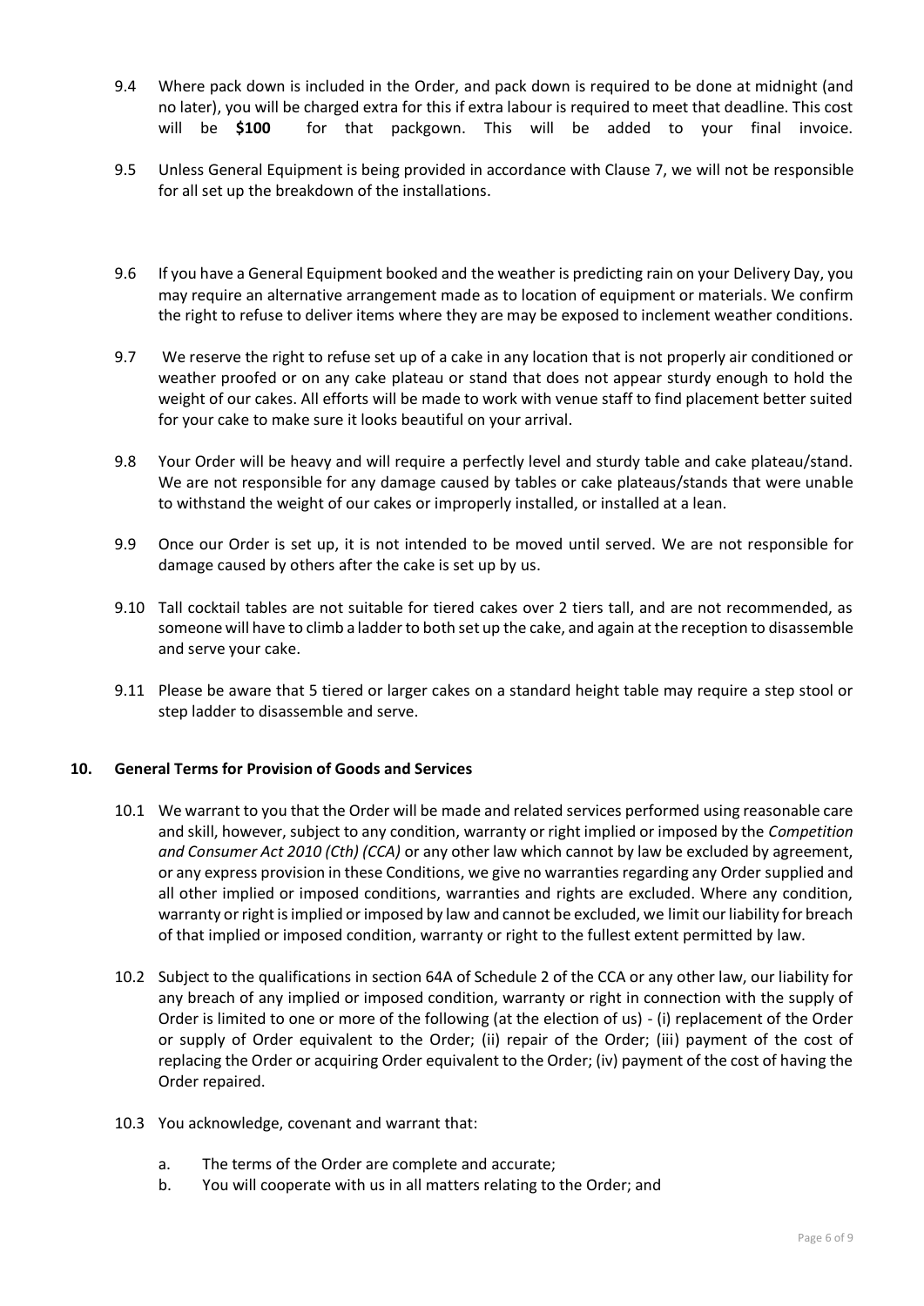9.4 Where pack down is included in the Order, and pack down is required to be done at midnight (and no later), you will be charged extra for this if extra labour is required to meet that deadline. This cost will be **$100** for that packgown. This will be added to your final invoice.

9.5 Unless General Equipment is being provided in accordance with Clause 7, we will not be responsible for all set up the breakdown of the installations.

9.6 If you have a General Equipment booked and the weather is predicting rain on your Delivery Day, you may require an alternative arrangement made as to location of equipment or materials. We confirm the right to refuse to deliver items where they are may be exposed to inclement weather conditions.

9.7 We reserve the right to refuse set up of a cake in any location that is not properly air conditioned or weather proofed or on any cake plateau or stand that does not appear sturdy enough to hold the weight of our cakes. All efforts will be made to work with venue staff to find placement better suited for your cake to make sure it looks beautiful on your arrival.

9.8 Your Order will be heavy and will require a perfectly level and sturdy table and cake plateau/stand. We are not responsible for any damage caused by tables or cake plateaus/stands that were unable to withstand the weight of our cakes or improperly installed, or installed at a lean.

9.9 Once our Order is set up, it is not intended to be moved until served. We are not responsible for damage caused by others after the cake is set up by us.

9.10 Tall cocktail tables are not suitable for tiered cakes over 2 tiers tall, and are not recommended, as someone will have to climb a ladder to both set up the cake, and again at the reception to disassemble and serve your cake.

9.11 Please be aware that 5 tiered or larger cakes on a standard height table may require a step stool or step ladder to disassemble and serve.

## 10. General Terms for Provision of Goods and Services

10.1 We warrant to you that the Order will be made and related services performed using reasonable care and skill, however, subject to any condition, warranty or right implied or imposed by the *Competition and Consumer Act 2010 (Cth) (CCA)* or any other law which cannot by law be excluded by agreement, or any express provision in these Conditions, we give no warranties regarding any Order supplied and all other implied or imposed conditions, warranties and rights are excluded. Where any condition, warranty or right is implied or imposed by law and cannot be excluded, we limit our liability for breach of that implied or imposed condition, warranty or right to the fullest extent permitted by law.

10.2 Subject to the qualifications in section 64A of Schedule 2 of the CCA or any other law, our liability for any breach of any implied or imposed condition, warranty or right in connection with the supply of Order is limited to one or more of the following (at the election of us) - (i) replacement of the Order or supply of Order equivalent to the Order; (ii) repair of the Order; (iii) payment of the cost of replacing the Order or acquiring Order equivalent to the Order; (iv) payment of the cost of having the Order repaired.

10.3 You acknowledge, covenant and warrant that:

a. The terms of the Order are complete and accurate;

b. You will cooperate with us in all matters relating to the Order; and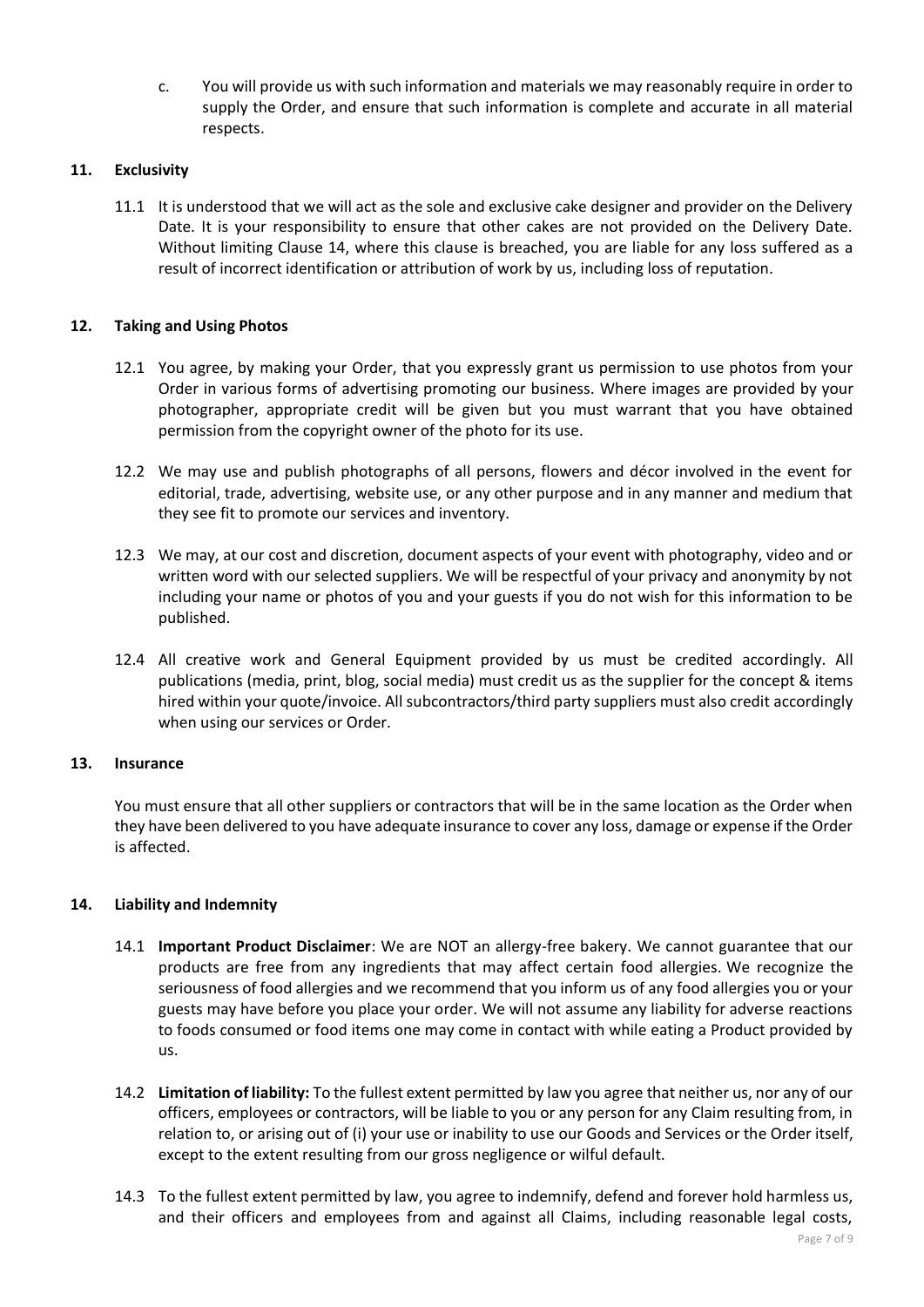c. You will provide us with such information and materials we may reasonably require in order to supply the Order, and ensure that such information is complete and accurate in all material respects.

## 11. Exclusivity

11.1 It is understood that we will act as the sole and exclusive cake designer and provider on the Delivery Date. It is your responsibility to ensure that other cakes are not provided on the Delivery Date. Without limiting Clause 14, where this clause is breached, you are liable for any loss suffered as a result of incorrect identification or attribution of work by us, including loss of reputation.

## 12. Taking and Using Photos

12.1 You agree, by making your Order, that you expressly grant us permission to use photos from your Order in various forms of advertising promoting our business. Where images are provided by your photographer, appropriate credit will be given but you must warrant that you have obtained permission from the copyright owner of the photo for its use.

12.2 We may use and publish photographs of all persons, flowers and décor involved in the event for editorial, trade, advertising, website use, or any other purpose and in any manner and medium that they see fit to promote our services and inventory.

12.3 We may, at our cost and discretion, document aspects of your event with photography, video and or written word with our selected suppliers. We will be respectful of your privacy and anonymity by not including your name or photos of you and your guests if you do not wish for this information to be published.

12.4 All creative work and General Equipment provided by us must be credited accordingly. All publications (media, print, blog, social media) must credit us as the supplier for the concept & items hired within your quote/invoice. All subcontractors/third party suppliers must also credit accordingly when using our services or Order.

## 13. Insurance

You must ensure that all other suppliers or contractors that will be in the same location as the Order when they have been delivered to you have adequate insurance to cover any loss, damage or expense if the Order is affected.

## 14. Liability and Indemnity

14.1 **Important Product Disclaimer**: We are NOT an allergy-free bakery. We cannot guarantee that our products are free from any ingredients that may affect certain food allergies. We recognize the seriousness of food allergies and we recommend that you inform us of any food allergies you or your guests may have before you place your order. We will not assume any liability for adverse reactions to foods consumed or food items one may come in contact with while eating a Product provided by us.

14.2 **Limitation of liability:** To the fullest extent permitted by law you agree that neither us, nor any of our officers, employees or contractors, will be liable to you or any person for any Claim resulting from, in relation to, or arising out of (i) your use or inability to use our Goods and Services or the Order itself, except to the extent resulting from our gross negligence or wilful default.

14.3 To the fullest extent permitted by law, you agree to indemnify, defend and forever hold harmless us, and their officers and employees from and against all Claims, including reasonable legal costs,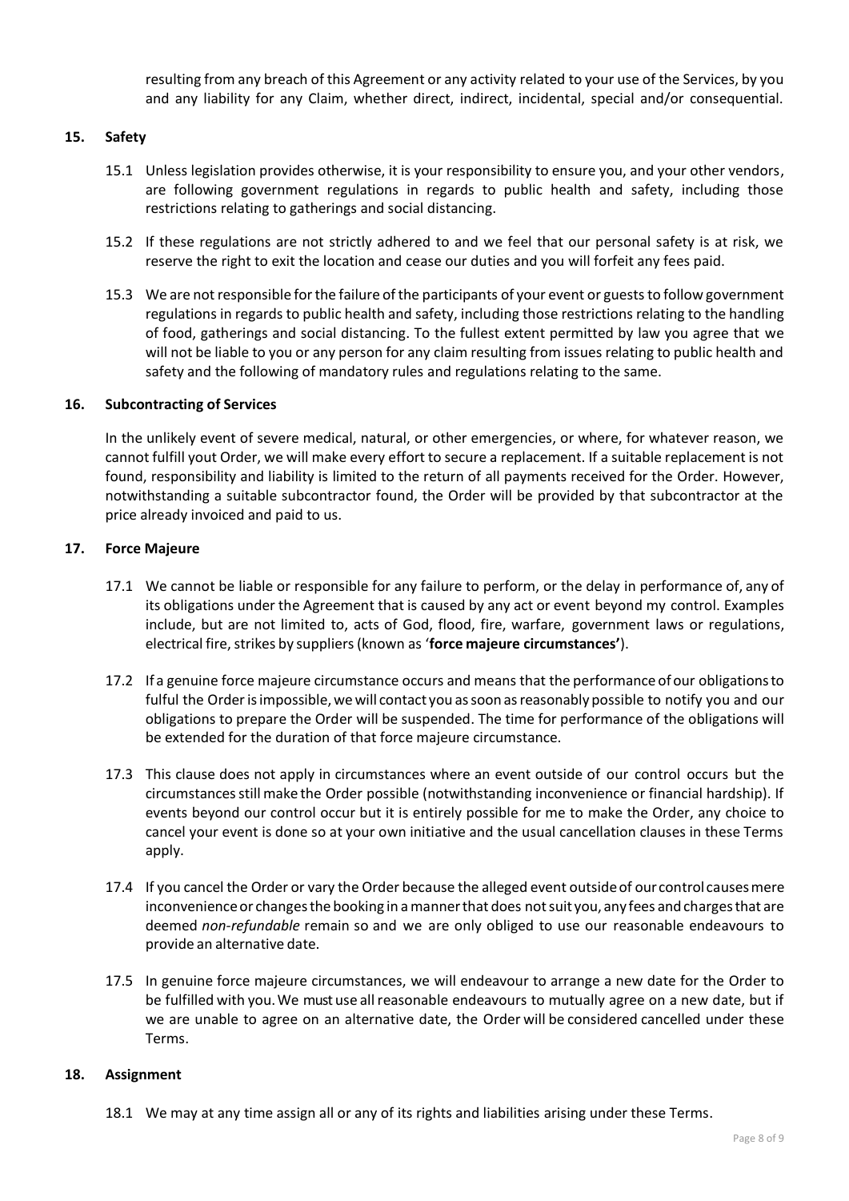resulting from any breach of this Agreement or any activity related to your use of the Services, by you and any liability for any Claim, whether direct, indirect, incidental, special and/or consequential.

## 15. Safety

15.1 Unless legislation provides otherwise, it is your responsibility to ensure you, and your other vendors, are following government regulations in regards to public health and safety, including those restrictions relating to gatherings and social distancing.

15.2 If these regulations are not strictly adhered to and we feel that our personal safety is at risk, we reserve the right to exit the location and cease our duties and you will forfeit any fees paid.

15.3 We are not responsible for the failure of the participants of your event or guests to follow government regulations in regards to public health and safety, including those restrictions relating to the handling of food, gatherings and social distancing. To the fullest extent permitted by law you agree that we will not be liable to you or any person for any claim resulting from issues relating to public health and safety and the following of mandatory rules and regulations relating to the same.

## 16. Subcontracting of Services

In the unlikely event of severe medical, natural, or other emergencies, or where, for whatever reason, we cannot fulfill yout Order, we will make every effort to secure a replacement. If a suitable replacement is not found, responsibility and liability is limited to the return of all payments received for the Order. However, notwithstanding a suitable subcontractor found, the Order will be provided by that subcontractor at the price already invoiced and paid to us.

## 17. Force Majeure

17.1 We cannot be liable or responsible for any failure to perform, or the delay in performance of, any of its obligations under the Agreement that is caused by any act or event beyond my control. Examples include, but are not limited to, acts of God, flood, fire, warfare, government laws or regulations, electrical fire, strikes by suppliers (known as '**force majeure circumstances'**).

17.2 If a genuine force majeure circumstance occurs and means that the performance of our obligations to fulful the Order is impossible, we will contact you as soon as reasonably possible to notify you and our obligations to prepare the Order will be suspended. The time for performance of the obligations will be extended for the duration of that force majeure circumstance.

17.3 This clause does not apply in circumstances where an event outside of our control occurs but the circumstances still make the Order possible (notwithstanding inconvenience or financial hardship). If events beyond our control occur but it is entirely possible for me to make the Order, any choice to cancel your event is done so at your own initiative and the usual cancellation clauses in these Terms apply.

17.4 If you cancel the Order or vary the Order because the alleged event outside of our control causes mere inconvenience or changes the booking in a manner that does not suit you, any fees and charges that are deemed *non-refundable* remain so and we are only obliged to use our reasonable endeavours to provide an alternative date.

17.5 In genuine force majeure circumstances, we will endeavour to arrange a new date for the Order to be fulfilled with you. We must use all reasonable endeavours to mutually agree on a new date, but if we are unable to agree on an alternative date, the Order will be considered cancelled under these Terms.

## 18. Assignment

18.1 We may at any time assign all or any of its rights and liabilities arising under these Terms.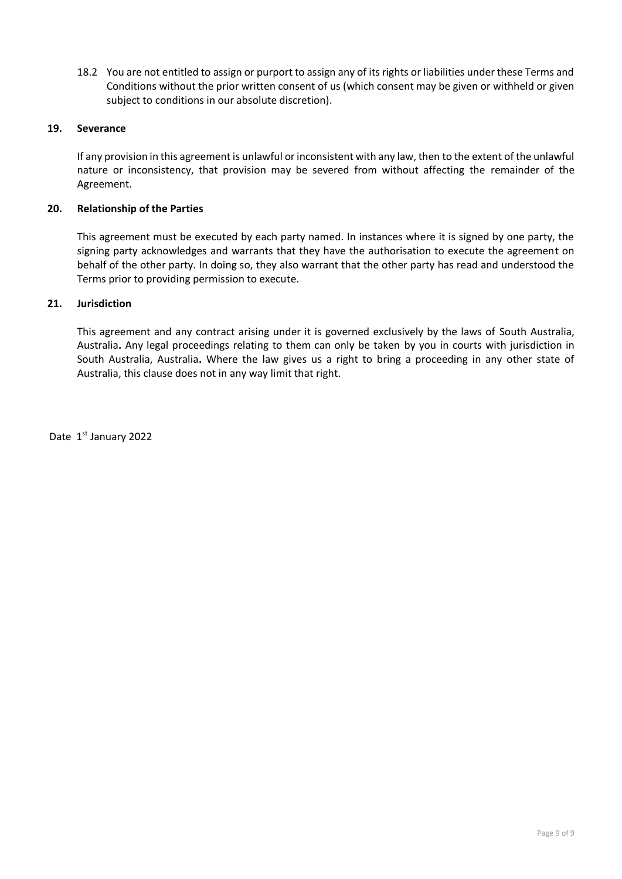18.2 You are not entitled to assign or purport to assign any of its rights or liabilities under these Terms and Conditions without the prior written consent of us (which consent may be given or withheld or given subject to conditions in our absolute discretion).

## 19. Severance

If any provision in this agreement is unlawful or inconsistent with any law, then to the extent of the unlawful nature or inconsistency, that provision may be severed from without affecting the remainder of the Agreement.

## 20. Relationship of the Parties

This agreement must be executed by each party named. In instances where it is signed by one party, the signing party acknowledges and warrants that they have the authorisation to execute the agreement on behalf of the other party. In doing so, they also warrant that the other party has read and understood the Terms prior to providing permission to execute.

## 21. Jurisdiction

This agreement and any contract arising under it is governed exclusively by the laws of South Australia, Australia**.** Any legal proceedings relating to them can only be taken by you in courts with jurisdiction in South Australia, Australia**.** Where the law gives us a right to bring a proceeding in any other state of Australia, this clause does not in any way limit that right.

Date 1st January 2022